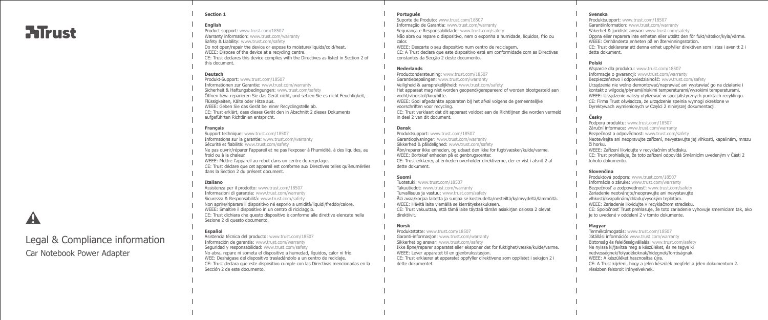# Trust

# Legal & Compliance information

Car Notebook Power Adapter

## Section 1

### English

Product support: www.trust.com/18507
Warranty information: www.trust.com/warranty
Safety & Liability: www.trust.com/safety
Do not open/repair the device or expose to moisture/liquids/cold/heat.
WEEE: Dispose of the device at a recycling centre.
CE: Trust declares this device complies with the Directives as listed in Section 2 of this document.

### Deutsch

Produkt-Support: www.trust.com/18507
Informationen zur Garantie: www.trust.com/warranty
Sicherheit & Haftungsbedingungen: www.trust.com/safety
Öffnen bzw. reparieren Sie das Gerät nicht, und setzen Sie es nicht Feuchtigkeit, Flüssigkeiten, Kälte oder Hitze aus.
WEEE: Geben Sie das Gerät bei einer Recyclingstelle ab.
CE: Trust erklärt, dass dieses Gerät den in Abschnitt 2 dieses Dokuments aufgeführten Richtlinien entspricht.

### Français

Support technique: www.trust.com/18507
Informations sur la garantie: www.trust.com/warranty
Sécurité et fiabilité: www.trust.com/safety
Ne pas ouvrir/réparer l'appareil et ne pas l'exposer à l'humidité, à des liquides, au froid ou à la chaleur.
WEEE: Mettre l'appareil au rebut dans un centre de recyclage.
CE: Trust déclare que cet appareil est conforme aux Directives telles qu'énumérées dans la Section 2 du présent document.

### Italiano

Assistenza per il prodotto: www.trust.com/18507
Informazioni di garanzia: www.trust.com/warranty
Sicurezza & Responsabilità: www.trust.com/safety
Non aprire/riparare il dispositivo né esporlo a umidità/liquidi/freddo/calore.
WEEE: Smaltire il dispositivo in un centro di riciclaggio.
CE: Trust dichiara che questo dispositivo è conforme alle direttive elencate nella Sezione 2 di questo documento.

### Español

Asistencia técnica del producto: www.trust.com/18507
Información de garantía: www.trust.com/warranty
Seguridad y responsabilidad: www.trust.com/safety
No abra, repare ni someta el dispositivo a humedad, líquidos, calor ni frío.
WEE: Deshágase del dispositivo trasladándolo a un centro de reciclaje.
CE: Trust declara que este dispositivo cumple con las Directivas mencionadas en la Sección 2 de este documento.

### Português

Suporte de Produto: www.trust.com/18507
Informação de Garantia: www.trust.com/warranty
Segurança e Responsabilidade: www.trust.com/safety
Não abra ou repare o dispositivo, nem o exponha a humidade, líquidos, frio ou calor.
WEEE: Descarte o seu dispositivo num centro de reciclagem.
CE: A Trust declara que este dispositivo está em conformidade com as Directivas constantes da Secção 2 deste documento.

### Nederlands

Productondersteuning: www.trust.com/18507
Garantiebepalingen: www.trust.com/warranty
Veiligheid & aansprakelijkheid: www.trust.com/safety
Het apparaat mag niet worden geopend/gerepareerd of worden blootgesteld aan vocht/vloeistof/kou/hitte.
WEEE: Gooi afgedankte apparaten bij het afval volgens de gemeentelijke voorschriften voor recycling.
CE: Trust verklaart dat dit apparaat voldoet aan de Richtlijnen die worden vermeld in deel 2 van dit document.

### Dansk

Produktsupport: www.trust.com/18507
Garantioplysninger: www.trust.com/warranty
Sikkerhed & pålidelighed: www.trust.com/safety
Åbn/reparer ikke enheden, og udsæt den ikke for fugt/væsker/kulde/varme.
WEEE: Bortskaf enheden på et genbrugscenter.
CE: Trust erklærer, at enheden overholder direktiverne, der er vist i afsnit 2 af dette dokument.

### Suomi

Tuotetuki: www.trust.com/18507
Takuutiedot: www.trust.com/warranty
Turvallisuus ja vastuu: www.trust.com/safety
Älä avaa/korjaa laitetta ja suojaa se kosteudelta/nesteiltä/kylmyydeltä/lämmöltä.
WEEE: Hävitä laite viemällä se kierrätyskeskukseen.
CE: Trust vakuuttaa, että tämä laite täyttää tämän asiakirjan osiossa 2 olevat direktiivit.

### Norsk

Produktstøtte: www.trust.com/18507
Garanti-informasjon: www.trust.com/warranty
Sikkerhet og ansvar: www.trust.com/safety
Ikke åpne/reparer apparatet eller eksponer det for fuktighet/væske/kulde/varme.
WEEE: Lever apparatet til en gjenbruksstasjon.
CE: Trust erklærer at apparatet oppfyller direktivene som opplistet i seksjon 2 i dette dokumentet.

### Svenska

Produktsupport: www.trust.com/18507
Garantiinformation: www.trust.com/warranty
Säkerhet & juridiskt ansvar: www.trust.com/safety
Öppna eller reparera inte enheten eller utsätt den för fukt/vätskor/kyla/värme.
WEEE: Omhänderta enheten på en återvinningsstation.
CE: Trust deklarerar att denna enhet uppfyller direktiven som listas i avsnitt 2 i detta dokument.

### Polski

Wsparcie dla produktu: www.trust.com/18507
Informacje o gwarancji: www.trust.com/warranty
Bezpieczeństwo i odpowiedzialność: www.trust.com/safety
Urządzenia nie wolno demontować/naprawiać ani wystawiać go na działanie i kontakt z wilgocią/płynami/niskimi temperaturami/wysokimi temperaturami.
WEEE: Urządzenie należy utylizować w specjalistycznych punktach recyklingu.
CE: Firma Trust oświadcza, że urządzenie spełnia wymogi określone w Dyrektywach wymienionych w Części 2 niniejszej dokumentacji.

### Česky

Podpora produktu: www.trust.com/18507
Záruční informace: www.trust.com/warranty
Bezpečnost a odpovědnost: www.trust.com/safety
Neotevírejte ani neopravujte zařízení, nevystavujte jej vlhkosti, kapalinám, mrazu či horku.
WEEE: Zařízení likvidujte v recyklačním středisku.
CE: Trust prohlašuje, že toto zařízení odpovídá Směrnicím uvedeným v Části 2 tohoto dokumentu.

### Slovenčina

Produktová podpora: www.trust.com/18507
Informácie o záruke: www.trust.com/warranty
Bezpečnosť a zodpovednosť: www.trust.com/safety
Zariadenie neotvárajte/neopravujte ani nevystavujte vlhkosti/kvapalinám/chladu/vysokým teplotám.
WEEE: Zariadenie likvidujte v recyklačnom stredisku.
CE: Spoločnosť Trust prehlasuje, že toto zariadenie vyhovuje smerniciam tak, ako je to uvedené v oddelení 2 v tomto dokumente.

### Magyar

Terméktámogatás: www.trust.com/18507
Jótállási információ: www.trust.com/warranty
Biztonság és felelősségvállalás: www.trust.com/safety
Ne nyissa ki/javítsa meg a készüléket, és ne tegye ki nedvességnek/folyadékoknak/hidegnek/forróságnak.
WEEE: A készüléket hasznosítsa újra.
CE: A Trust kijelenti, hogy a jelen készülék megfelel a jelen dokumentum 2. részében felsorolt irányelveknek.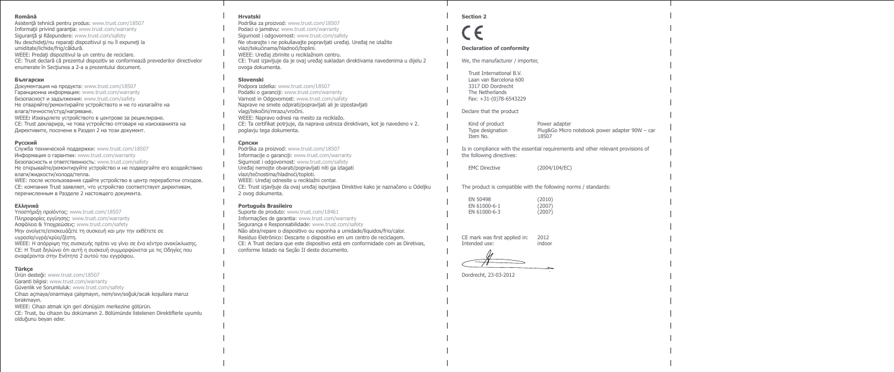## Română

Asistenţă tehnică pentru produs: www.trust.com/18507
Informaţii privind garanţia: www.trust.com/warranty
Siguranţă şi Răspundere: www.trust.com/safety
Nu deschideţi/nu reparaţi dispozitivul şi nu îl expuneţi la umiditate/lichide/frig/căldură.
WEEE: Predaţi dispozitivul la un centru de reciclare.
CE: Trust declară că prezentul dispozitiv se conformează prevederilor directivelor enumerate în Secţiunea a 2-a a prezentului document.

## Български

Документация на продукта: www.trust.com/18507
Гаранционна информация: www.trust.com/warranty
Безопасност и задължения: www.trust.com/safety
Не отваряйте/ремонтирайте устройството и не го излагайте на влага/течности/студ/нагряване.
WEEE: Изхвърлете устройството в центрове за рециклиране.
CE: Trust декларира, че това устройство отговаря на изискванията на Директивите, посочени в Раздел 2 на този документ.

## Русский

Служба технической поддержки: www.trust.com/18507
Информация о гарантии: www.trust.com/warranty
Безопасность и ответственность: www.trust.com/safety
Не открывайте/ремонтируйте устройство и не подвергайте его воздействию влаги/жидкости/холода/тепла.
WEE: после использования сдайте устройство в центр переработки отходов.
CE: компания Trust заявляет, что устройство соответствует директивам, перечисленным в Разделе 2 настоящего документа.

## Ελληνικά

Υποστήριξη προϊόντος: www.trust.com/18507
Πληροφορίες εγγύησης: www.trust.com/warranty
Ασφάλεια & Υποχρεώσεις: www.trust.com/safety
Μην ανοίγετε/επισκευάζετε τη συσκευή και μην την εκθέτετε σε υγρασία/υγρά/κρύο/ζέστη.
WEEE: Η απόρριψη της συσκευής πρέπει να γίνει σε ένα κέντρο ανακύκλωσης.
CE: Η Trust δηλώνει ότι αυτή η συσκευή συμμορφώνεται με τις Οδηγίες που αναφέρονται στην Ενότητα 2 αυτού του εγγράφου.

## Türkçe

Ürün desteği: www.trust.com/18507
Garanti bilgisi: www.trust.com/warranty
Güvenlik ve Sorumluluk: www.trust.com/safety
Cihazı açmaya/onarmaya çalışmayın, nem/sıvı/soğuk/sıcak koşullara maruz bırakmayın.
WEEE: Cihazı atmak için geri dönüşüm merkezine götürün.
CE: Trust, bu cihazın bu dokümanın 2. Bölümünde listelenen Direktiflerle uyumlu olduğunu beyan eder.

## Hrvatski

Podrška za proizvod: www.trust.com/18507
Podaci o jamstvu: www.trust.com/warranty
Sigurnost i odgovornost: www.trust.com/safety
Ne otvarajte i ne pokušavajte popravljati uređaj. Uređaj ne izlažite vlazi/tekućinama/hladnoći/toplini.
WEEE: Uređaj zbrinite u reciklažnom centru.
CE: Trust izjavljuje da je ovaj uređaj sukladan direktivama navedenima u dijelu 2 ovoga dokumenta.

## Slovenski

Podpora izdelka: www.trust.com/18507
Podatki o garanciji: www.trust.com/warranty
Varnost in Odgovornost: www.trust.com/safety
Naprave ne smete odpirati/popravljati ali je izpostavljati vlagi/tekočini/mrazu/vročini.
WEEE: Napravo odnesi na mesto za reciklažo.
CE: Ta certifikat potrjuje, da naprava ustreza direktivam, kot je navedeno v 2. poglavju tega dokumenta.

## Српски

Podrška za proizvod: www.trust.com/18507
Informacije o garanciji: www.trust.com/warranty
Sigurnost i odgovornost: www.trust.com/safety
Uređaj nemojte otvarati/popravljati niti ga izlagati vlazi/tečnostima/hladnoći/toploti.
WEEE: Uređaj odnesite u reciklažni centar.
CE: Trust izjavljuje da ovaj uređaj ispunjava Direktive kako je naznačeno u Odeljku 2 ovog dokumenta.

## Português Brasileiro

Suporte de produto: www.trust.com/18461
Informações de garantia: www.trust.com/warranty
Segurança e Responsabilidade: www.trust.com/safety
Não abra/repare o dispositivo ou exponha a umidade/líquidos/frio/calor.
Resíduo Eletrônico: Descarte o dispositivo em um centro de reciclagem.
CE: A Trust declara que este dispositivo está em conformidade com as Diretivas, conforme listado na Seção II deste documento.

## Section 2

CE

### Declaration of conformity

We, the manufacturer / importer,

Trust International B.V.
Laan van Barcelona 600
3317 DD Dordrecht
The Netherlands
Fax: +31-(0)78-6543229

Declare that the product

| | |
|---|---|
| Kind of product | Power adapter |
| Type designation | Plug&Go Micro notebook power adapter 90W – car |
| Item No. | 18507 |

Is in compliance with the essential requirements and other relevant provisions of the following directives:

| | |
|---|---|
| EMC Directive | (2004/104/EC) |

The product is compatible with the following norms / standards:

| | |
|---|---|
| EN 50498 | (2010) |
| EN 61000-6-1 | (2007) |
| EN 61000-6-3 | (2007) |

| | |
|---|---|
| CE mark was first applied in: | 2012 |
| Intended use: | indoor |

Dordrecht, 23-03-2012